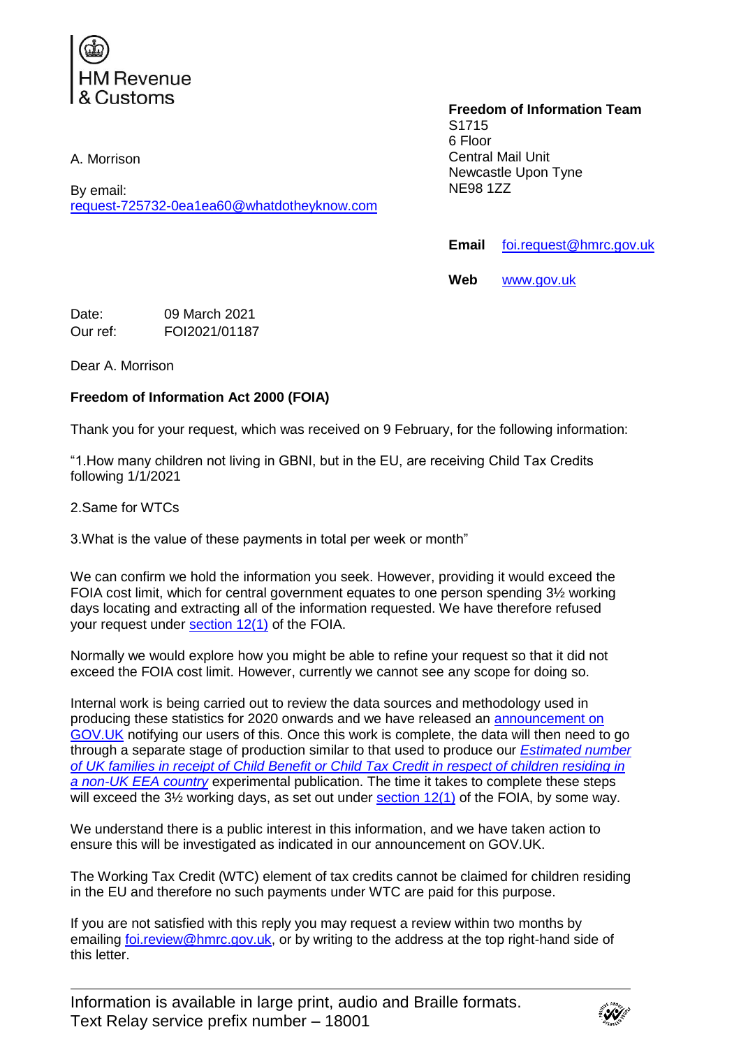HM Revenue & Customs

A. Morrison

By email:
request-725732-0ea1ea60@whatdotheyknow.com

**Freedom of Information Team**
S1715
6 Floor
Central Mail Unit
Newcastle Upon Tyne
NE98 1ZZ

**Email** foi.request@hmrc.gov.uk

**Web** www.gov.uk

Date: 09 March 2021
Our ref: FOI2021/01187

Dear A. Morrison

**Freedom of Information Act 2000 (FOIA)**

Thank you for your request, which was received on 9 February, for the following information:

"1.How many children not living in GBNI, but in the EU, are receiving Child Tax Credits following 1/1/2021

2.Same for WTCs

3.What is the value of these payments in total per week or month"

We can confirm we hold the information you seek. However, providing it would exceed the FOIA cost limit, which for central government equates to one person spending 3½ working days locating and extracting all of the information requested. We have therefore refused your request under section 12(1) of the FOIA.

Normally we would explore how you might be able to refine your request so that it did not exceed the FOIA cost limit. However, currently we cannot see any scope for doing so.

Internal work is being carried out to review the data sources and methodology used in producing these statistics for 2020 onwards and we have released an announcement on GOV.UK notifying our users of this. Once this work is complete, the data will then need to go through a separate stage of production similar to that used to produce our *Estimated number of UK families in receipt of Child Benefit or Child Tax Credit in respect of children residing in a non-UK EEA country* experimental publication. The time it takes to complete these steps will exceed the 3½ working days, as set out under section 12(1) of the FOIA, by some way.

We understand there is a public interest in this information, and we have taken action to ensure this will be investigated as indicated in our announcement on GOV.UK.

The Working Tax Credit (WTC) element of tax credits cannot be claimed for children residing in the EU and therefore no such payments under WTC are paid for this purpose.

If you are not satisfied with this reply you may request a review within two months by emailing foi.review@hmrc.gov.uk, or by writing to the address at the top right-hand side of this letter.

Information is available in large print, audio and Braille formats.
Text Relay service prefix number – 18001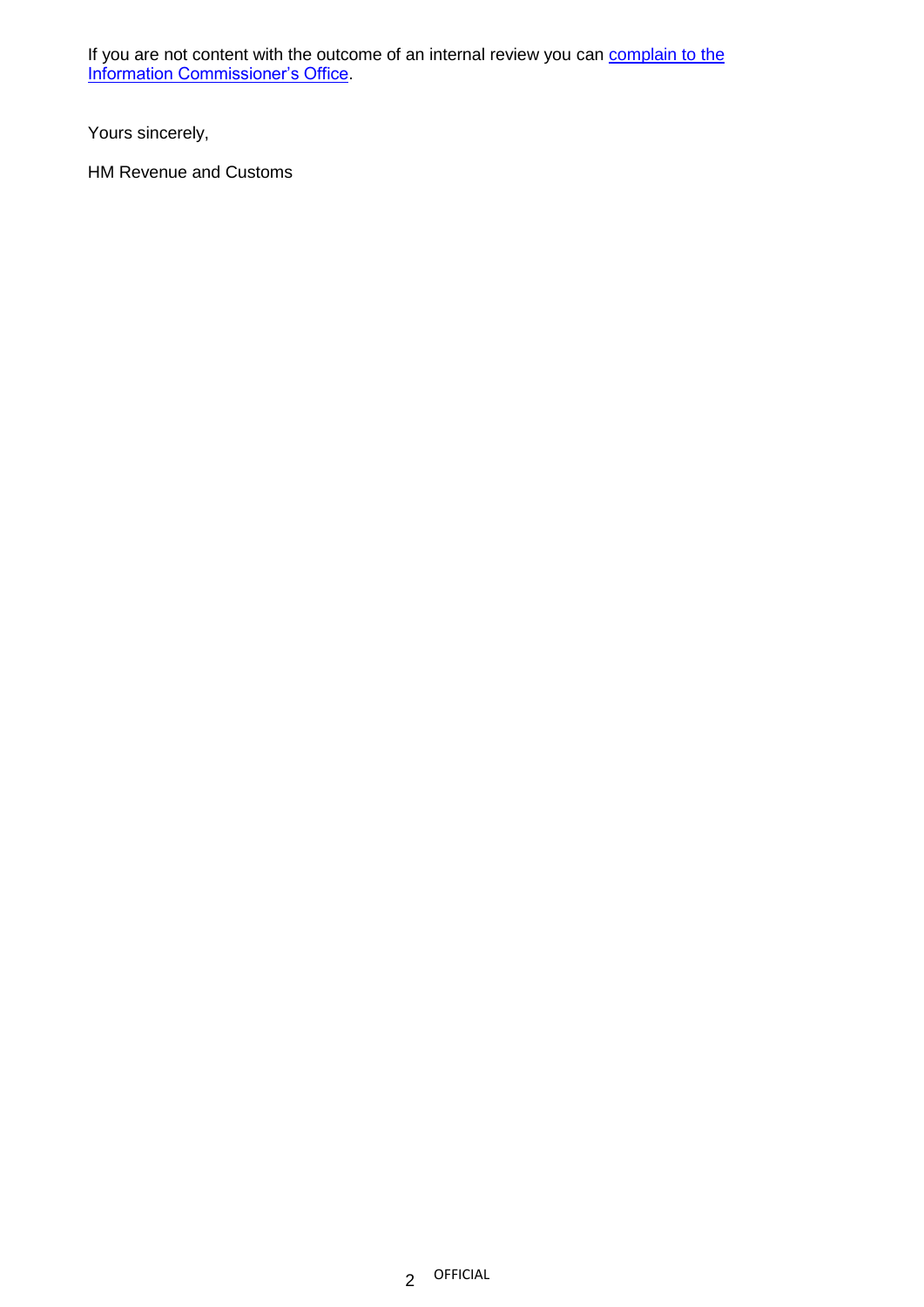If you are not content with the outcome of an internal review you can complain to the Information Commissioner's Office.

Yours sincerely,

HM Revenue and Customs